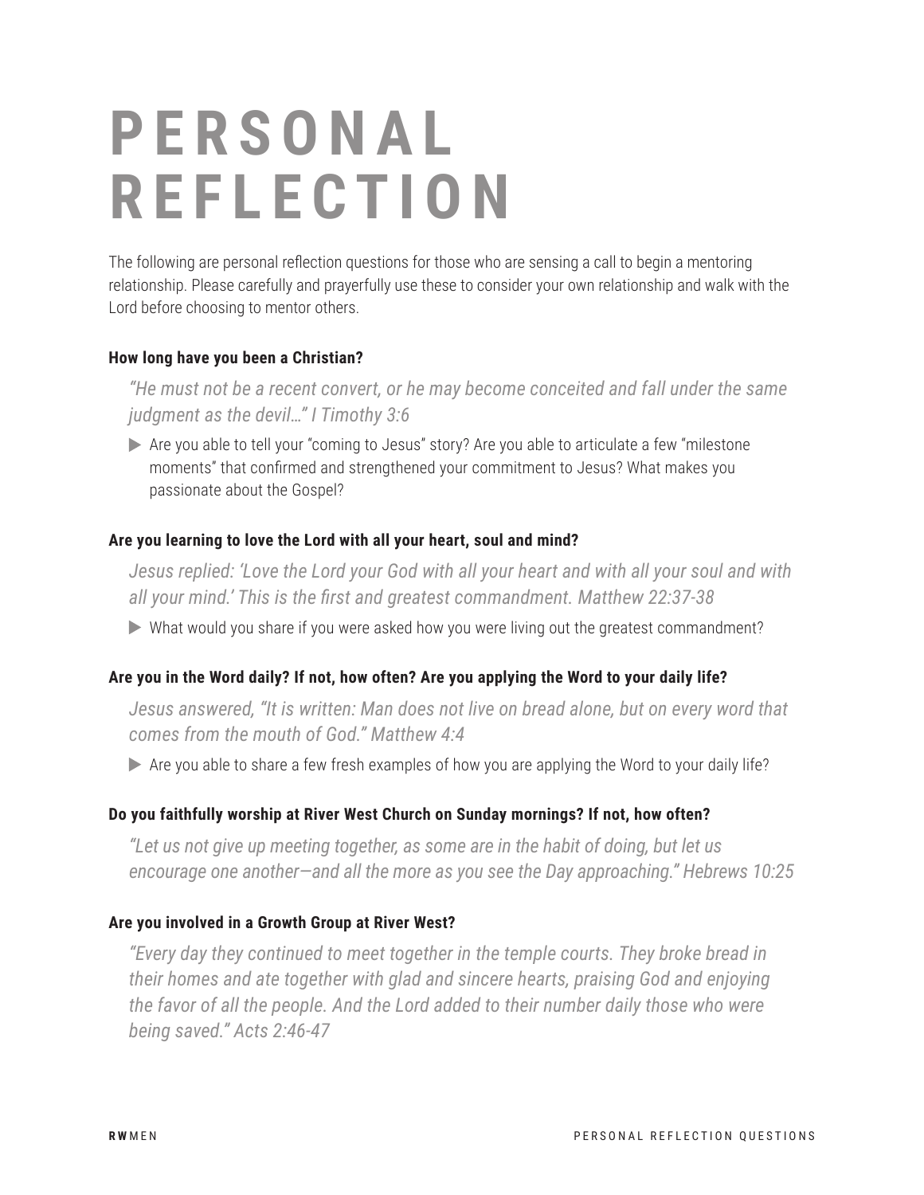# PERSONAL REFLECTION

The following are personal reflection questions for those who are sensing a call to begin a mentoring relationship. Please carefully and prayerfully use these to consider your own relationship and walk with the Lord before choosing to mentor others.

**How long have you been a Christian?**

*"He must not be a recent convert, or he may become conceited and fall under the same judgment as the devil…" I Timothy 3:6*

- Are you able to tell your "coming to Jesus" story? Are you able to articulate a few "milestone moments" that confirmed and strengthened your commitment to Jesus? What makes you passionate about the Gospel?

**Are you learning to love the Lord with all your heart, soul and mind?**

*Jesus replied: 'Love the Lord your God with all your heart and with all your soul and with all your mind.' This is the first and greatest commandment. Matthew 22:37-38*

- What would you share if you were asked how you were living out the greatest commandment?

**Are you in the Word daily? If not, how often? Are you applying the Word to your daily life?**

*Jesus answered, "It is written: Man does not live on bread alone, but on every word that comes from the mouth of God." Matthew 4:4*

- Are you able to share a few fresh examples of how you are applying the Word to your daily life?

**Do you faithfully worship at River West Church on Sunday mornings? If not, how often?**

*"Let us not give up meeting together, as some are in the habit of doing, but let us encourage one another—and all the more as you see the Day approaching." Hebrews 10:25*

**Are you involved in a Growth Group at River West?**

*"Every day they continued to meet together in the temple courts. They broke bread in their homes and ate together with glad and sincere hearts, praising God and enjoying the favor of all the people. And the Lord added to their number daily those who were being saved." Acts 2:46-47*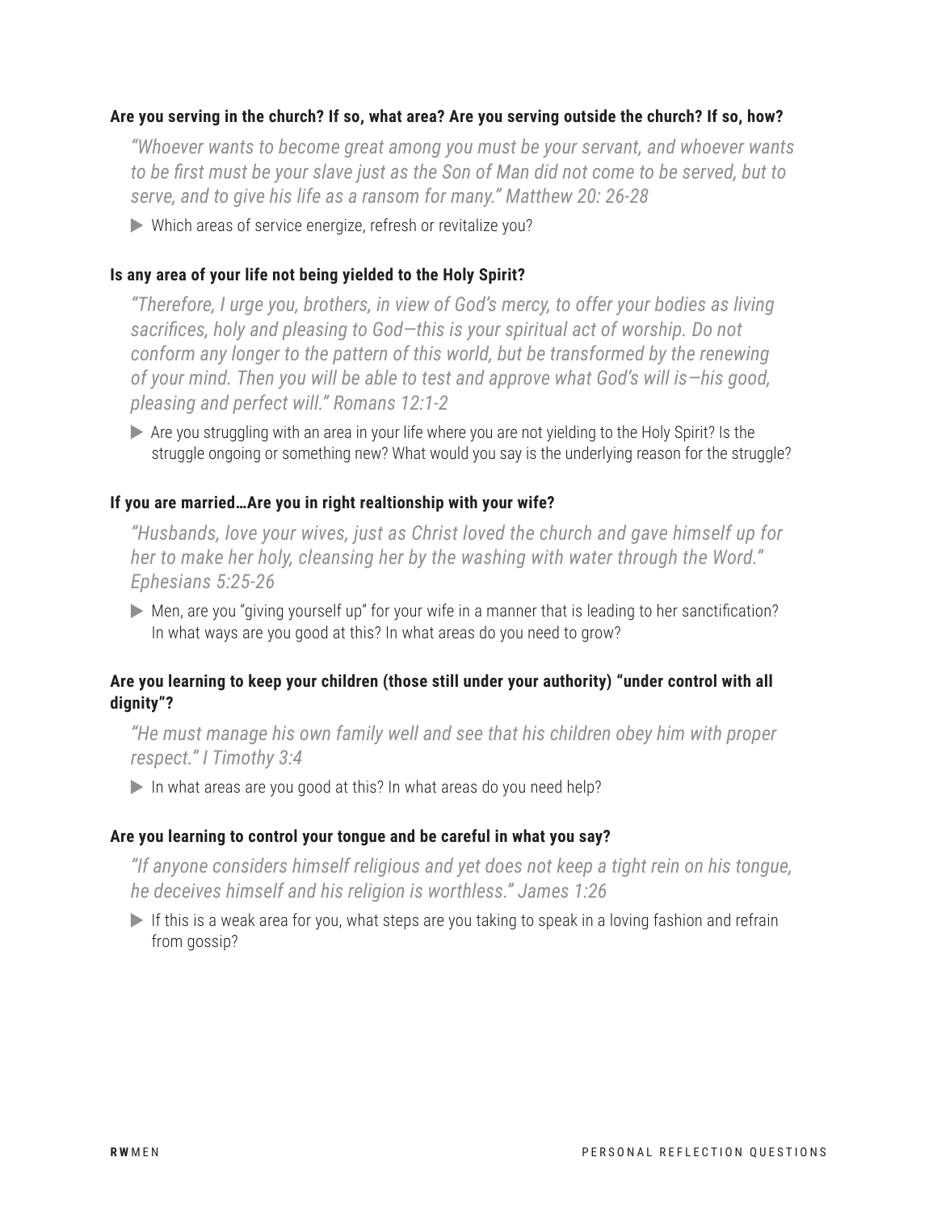**Are you serving in the church? If so, what area? Are you serving outside the church? If so, how?**

*"Whoever wants to become great among you must be your servant, and whoever wants to be first must be your slave just as the Son of Man did not come to be served, but to serve, and to give his life as a ransom for many." Matthew 20: 26-28*

▶ Which areas of service energize, refresh or revitalize you?

**Is any area of your life not being yielded to the Holy Spirit?**

*"Therefore, I urge you, brothers, in view of God's mercy, to offer your bodies as living sacrifices, holy and pleasing to God—this is your spiritual act of worship. Do not conform any longer to the pattern of this world, but be transformed by the renewing of your mind. Then you will be able to test and approve what God's will is—his good, pleasing and perfect will." Romans 12:1-2*

▶ Are you struggling with an area in your life where you are not yielding to the Holy Spirit? Is the struggle ongoing or something new? What would you say is the underlying reason for the struggle?

**If you are married…Are you in right realtionship with your wife?**

*"Husbands, love your wives, just as Christ loved the church and gave himself up for her to make her holy, cleansing her by the washing with water through the Word." Ephesians 5:25-26*

▶ Men, are you "giving yourself up" for your wife in a manner that is leading to her sanctification? In what ways are you good at this? In what areas do you need to grow?

**Are you learning to keep your children (those still under your authority) "under control with all dignity"?**

*"He must manage his own family well and see that his children obey him with proper respect." I Timothy 3:4*

▶ In what areas are you good at this? In what areas do you need help?

**Are you learning to control your tongue and be careful in what you say?**

*"If anyone considers himself religious and yet does not keep a tight rein on his tongue, he deceives himself and his religion is worthless." James 1:26*

▶ If this is a weak area for you, what steps are you taking to speak in a loving fashion and refrain from gossip?